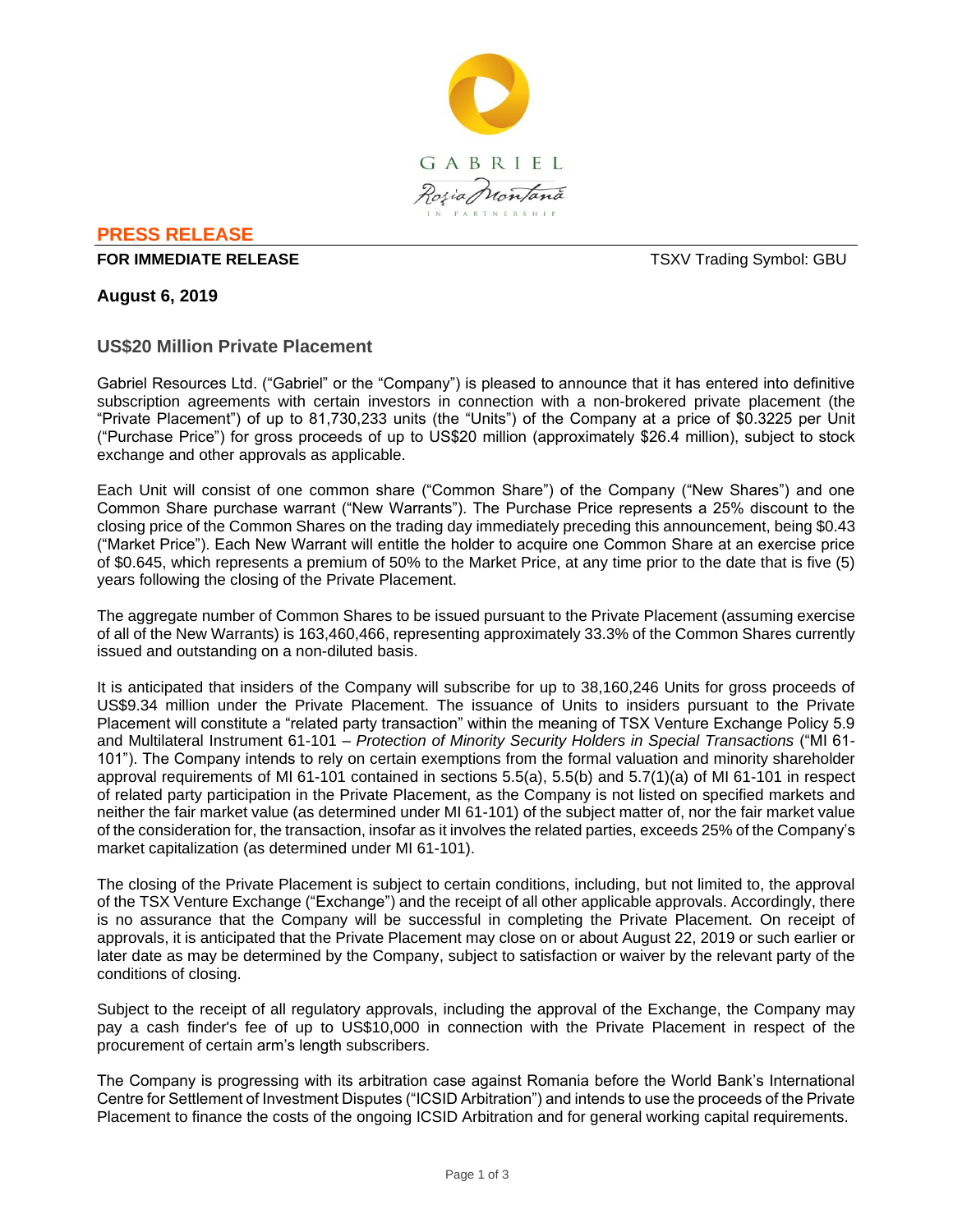GABRIEL

Roşia Montană

IN PARTNERSHIP

## PRESS RELEASE

**FOR IMMEDIATE RELEASE** TSXV Trading Symbol: GBU

**August 6, 2019**

### US$20 Million Private Placement

Gabriel Resources Ltd. ("Gabriel" or the "Company") is pleased to announce that it has entered into definitive subscription agreements with certain investors in connection with a non-brokered private placement (the "Private Placement") of up to 81,730,233 units (the "Units") of the Company at a price of $0.3225 per Unit ("Purchase Price") for gross proceeds of up to US$20 million (approximately $26.4 million), subject to stock exchange and other approvals as applicable.

Each Unit will consist of one common share ("Common Share") of the Company ("New Shares") and one Common Share purchase warrant ("New Warrants"). The Purchase Price represents a 25% discount to the closing price of the Common Shares on the trading day immediately preceding this announcement, being $0.43 ("Market Price"). Each New Warrant will entitle the holder to acquire one Common Share at an exercise price of $0.645, which represents a premium of 50% to the Market Price, at any time prior to the date that is five (5) years following the closing of the Private Placement.

The aggregate number of Common Shares to be issued pursuant to the Private Placement (assuming exercise of all of the New Warrants) is 163,460,466, representing approximately 33.3% of the Common Shares currently issued and outstanding on a non-diluted basis.

It is anticipated that insiders of the Company will subscribe for up to 38,160,246 Units for gross proceeds of US$9.34 million under the Private Placement. The issuance of Units to insiders pursuant to the Private Placement will constitute a "related party transaction" within the meaning of TSX Venture Exchange Policy 5.9 and Multilateral Instrument 61-101 – *Protection of Minority Security Holders in Special Transactions* ("MI 61-101"). The Company intends to rely on certain exemptions from the formal valuation and minority shareholder approval requirements of MI 61-101 contained in sections 5.5(a), 5.5(b) and 5.7(1)(a) of MI 61-101 in respect of related party participation in the Private Placement, as the Company is not listed on specified markets and neither the fair market value (as determined under MI 61-101) of the subject matter of, nor the fair market value of the consideration for, the transaction, insofar as it involves the related parties, exceeds 25% of the Company's market capitalization (as determined under MI 61-101).

The closing of the Private Placement is subject to certain conditions, including, but not limited to, the approval of the TSX Venture Exchange ("Exchange") and the receipt of all other applicable approvals. Accordingly, there is no assurance that the Company will be successful in completing the Private Placement. On receipt of approvals, it is anticipated that the Private Placement may close on or about August 22, 2019 or such earlier or later date as may be determined by the Company, subject to satisfaction or waiver by the relevant party of the conditions of closing.

Subject to the receipt of all regulatory approvals, including the approval of the Exchange, the Company may pay a cash finder's fee of up to US$10,000 in connection with the Private Placement in respect of the procurement of certain arm's length subscribers.

The Company is progressing with its arbitration case against Romania before the World Bank's International Centre for Settlement of Investment Disputes ("ICSID Arbitration") and intends to use the proceeds of the Private Placement to finance the costs of the ongoing ICSID Arbitration and for general working capital requirements.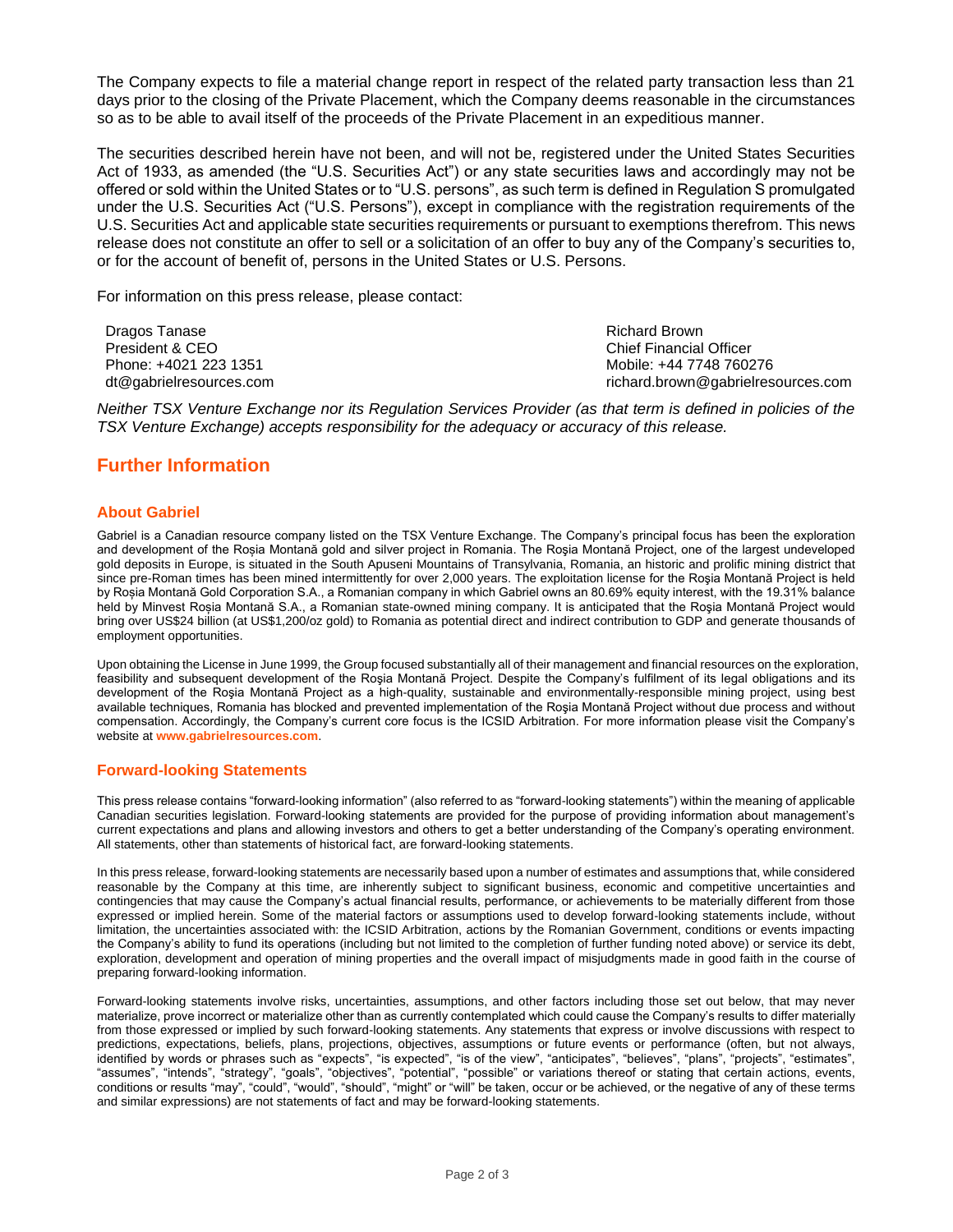The Company expects to file a material change report in respect of the related party transaction less than 21 days prior to the closing of the Private Placement, which the Company deems reasonable in the circumstances so as to be able to avail itself of the proceeds of the Private Placement in an expeditious manner.

The securities described herein have not been, and will not be, registered under the United States Securities Act of 1933, as amended (the "U.S. Securities Act") or any state securities laws and accordingly may not be offered or sold within the United States or to "U.S. persons", as such term is defined in Regulation S promulgated under the U.S. Securities Act ("U.S. Persons"), except in compliance with the registration requirements of the U.S. Securities Act and applicable state securities requirements or pursuant to exemptions therefrom. This news release does not constitute an offer to sell or a solicitation of an offer to buy any of the Company's securities to, or for the account of benefit of, persons in the United States or U.S. Persons.

For information on this press release, please contact:

Dragos Tanase
President & CEO
Phone: +4021 223 1351
dt@gabrielresources.com

Richard Brown
Chief Financial Officer
Mobile: +44 7748 760276
richard.brown@gabrielresources.com

*Neither TSX Venture Exchange nor its Regulation Services Provider (as that term is defined in policies of the TSX Venture Exchange) accepts responsibility for the adequacy or accuracy of this release.*

## Further Information

### About Gabriel

Gabriel is a Canadian resource company listed on the TSX Venture Exchange. The Company's principal focus has been the exploration and development of the Roșia Montană gold and silver project in Romania. The Roşia Montană Project, one of the largest undeveloped gold deposits in Europe, is situated in the South Apuseni Mountains of Transylvania, Romania, an historic and prolific mining district that since pre-Roman times has been mined intermittently for over 2,000 years. The exploitation license for the Roşia Montană Project is held by Roșia Montană Gold Corporation S.A., a Romanian company in which Gabriel owns an 80.69% equity interest, with the 19.31% balance held by Minvest Roșia Montană S.A., a Romanian state-owned mining company. It is anticipated that the Roşia Montană Project would bring over US$24 billion (at US$1,200/oz gold) to Romania as potential direct and indirect contribution to GDP and generate thousands of employment opportunities.

Upon obtaining the License in June 1999, the Group focused substantially all of their management and financial resources on the exploration, feasibility and subsequent development of the Roşia Montană Project. Despite the Company's fulfilment of its legal obligations and its development of the Roşia Montană Project as a high-quality, sustainable and environmentally-responsible mining project, using best available techniques, Romania has blocked and prevented implementation of the Roşia Montană Project without due process and without compensation. Accordingly, the Company's current core focus is the ICSID Arbitration. For more information please visit the Company's website at **www.gabrielresources.com**.

### Forward-looking Statements

This press release contains "forward-looking information" (also referred to as "forward-looking statements") within the meaning of applicable Canadian securities legislation. Forward-looking statements are provided for the purpose of providing information about management's current expectations and plans and allowing investors and others to get a better understanding of the Company's operating environment. All statements, other than statements of historical fact, are forward-looking statements.

In this press release, forward-looking statements are necessarily based upon a number of estimates and assumptions that, while considered reasonable by the Company at this time, are inherently subject to significant business, economic and competitive uncertainties and contingencies that may cause the Company's actual financial results, performance, or achievements to be materially different from those expressed or implied herein. Some of the material factors or assumptions used to develop forward-looking statements include, without limitation, the uncertainties associated with: the ICSID Arbitration, actions by the Romanian Government, conditions or events impacting the Company's ability to fund its operations (including but not limited to the completion of further funding noted above) or service its debt, exploration, development and operation of mining properties and the overall impact of misjudgments made in good faith in the course of preparing forward-looking information.

Forward-looking statements involve risks, uncertainties, assumptions, and other factors including those set out below, that may never materialize, prove incorrect or materialize other than as currently contemplated which could cause the Company's results to differ materially from those expressed or implied by such forward-looking statements. Any statements that express or involve discussions with respect to predictions, expectations, beliefs, plans, projections, objectives, assumptions or future events or performance (often, but not always, identified by words or phrases such as "expects", "is expected", "is of the view", "anticipates", "believes", "plans", "projects", "estimates", "assumes", "intends", "strategy", "goals", "objectives", "potential", "possible" or variations thereof or stating that certain actions, events, conditions or results "may", "could", "would", "should", "might" or "will" be taken, occur or be achieved, or the negative of any of these terms and similar expressions) are not statements of fact and may be forward-looking statements.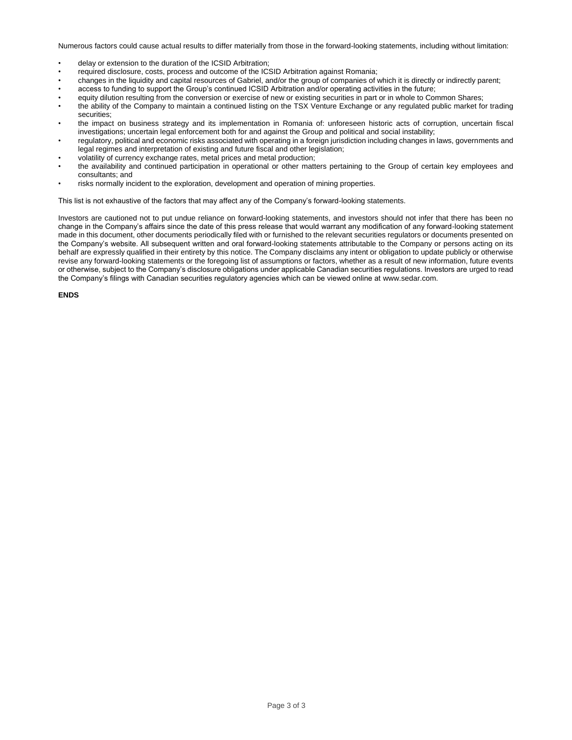Numerous factors could cause actual results to differ materially from those in the forward-looking statements, including without limitation:

- delay or extension to the duration of the ICSID Arbitration;
- required disclosure, costs, process and outcome of the ICSID Arbitration against Romania;
- changes in the liquidity and capital resources of Gabriel, and/or the group of companies of which it is directly or indirectly parent;
- access to funding to support the Group's continued ICSID Arbitration and/or operating activities in the future;
- equity dilution resulting from the conversion or exercise of new or existing securities in part or in whole to Common Shares;
- the ability of the Company to maintain a continued listing on the TSX Venture Exchange or any regulated public market for trading securities;
- the impact on business strategy and its implementation in Romania of: unforeseen historic acts of corruption, uncertain fiscal investigations; uncertain legal enforcement both for and against the Group and political and social instability;
- regulatory, political and economic risks associated with operating in a foreign jurisdiction including changes in laws, governments and legal regimes and interpretation of existing and future fiscal and other legislation;
- volatility of currency exchange rates, metal prices and metal production;
- the availability and continued participation in operational or other matters pertaining to the Group of certain key employees and consultants; and
- risks normally incident to the exploration, development and operation of mining properties.

This list is not exhaustive of the factors that may affect any of the Company's forward-looking statements.

Investors are cautioned not to put undue reliance on forward-looking statements, and investors should not infer that there has been no change in the Company's affairs since the date of this press release that would warrant any modification of any forward-looking statement made in this document, other documents periodically filed with or furnished to the relevant securities regulators or documents presented on the Company's website. All subsequent written and oral forward-looking statements attributable to the Company or persons acting on its behalf are expressly qualified in their entirety by this notice. The Company disclaims any intent or obligation to update publicly or otherwise revise any forward-looking statements or the foregoing list of assumptions or factors, whether as a result of new information, future events or otherwise, subject to the Company's disclosure obligations under applicable Canadian securities regulations. Investors are urged to read the Company's filings with Canadian securities regulatory agencies which can be viewed online at www.sedar.com.

**ENDS**